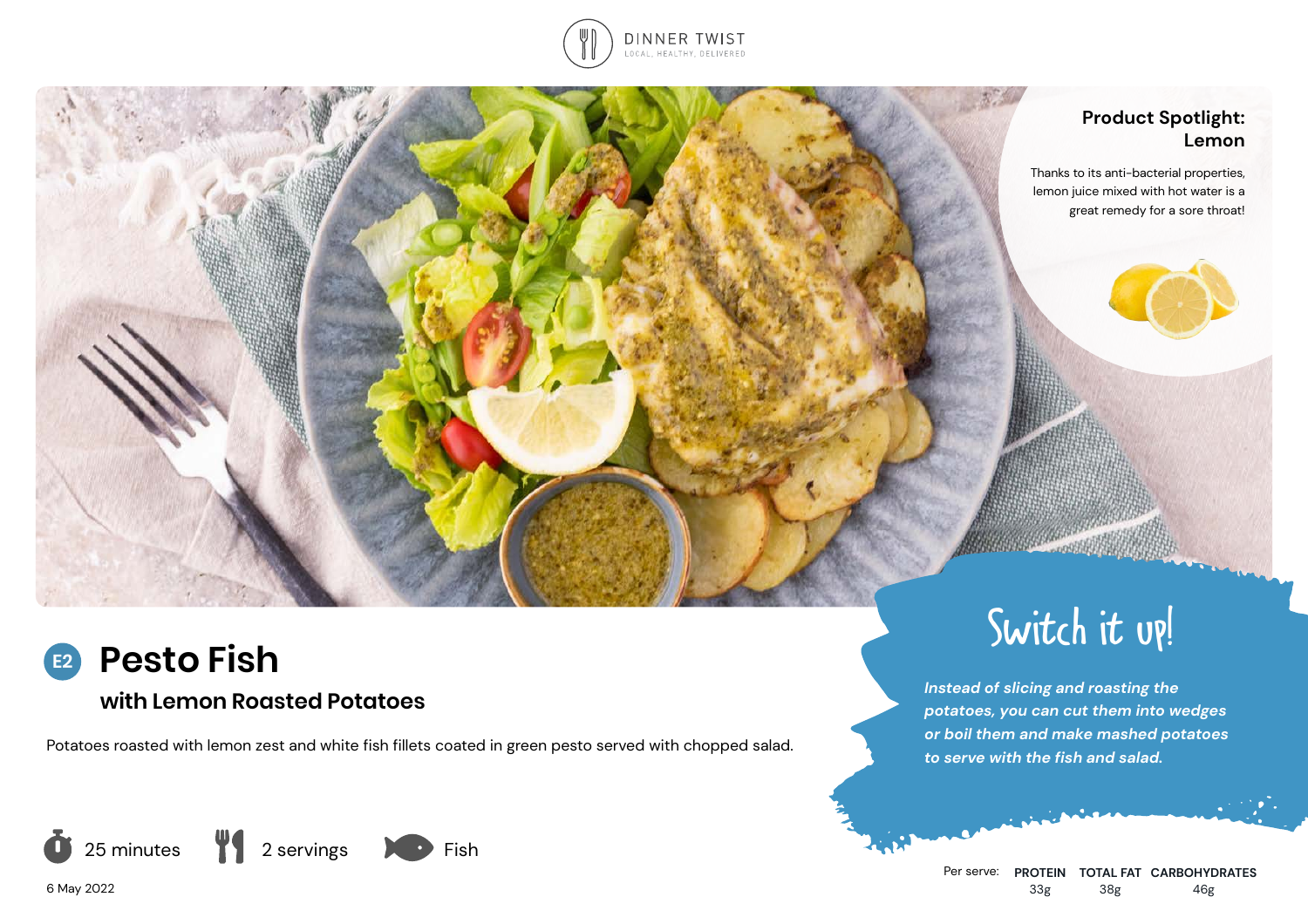DINNER TWIST

LOCAL. HEALTHY. DELIVERED

## Product Spotlight: Lemon

Thanks to its anti-bacterial properties, lemon juice mixed with hot water is a great remedy for a sore throat!

# E2 Pesto Fish

## with Lemon Roasted Potatoes

Potatoes roasted with lemon zest and white fish fillets coated in green pesto served with chopped salad.

25 minutes | 2 servings | Fish

6 May 2022

## Switch it up!

*Instead of slicing and roasting the potatoes, you can cut them into wedges or boil them and make mashed potatoes to serve with the fish and salad.*

| Per serve: | PROTEIN | TOTAL FAT | CARBOHYDRATES |
|---|---|---|---|
| | 33g | 38g | 46g |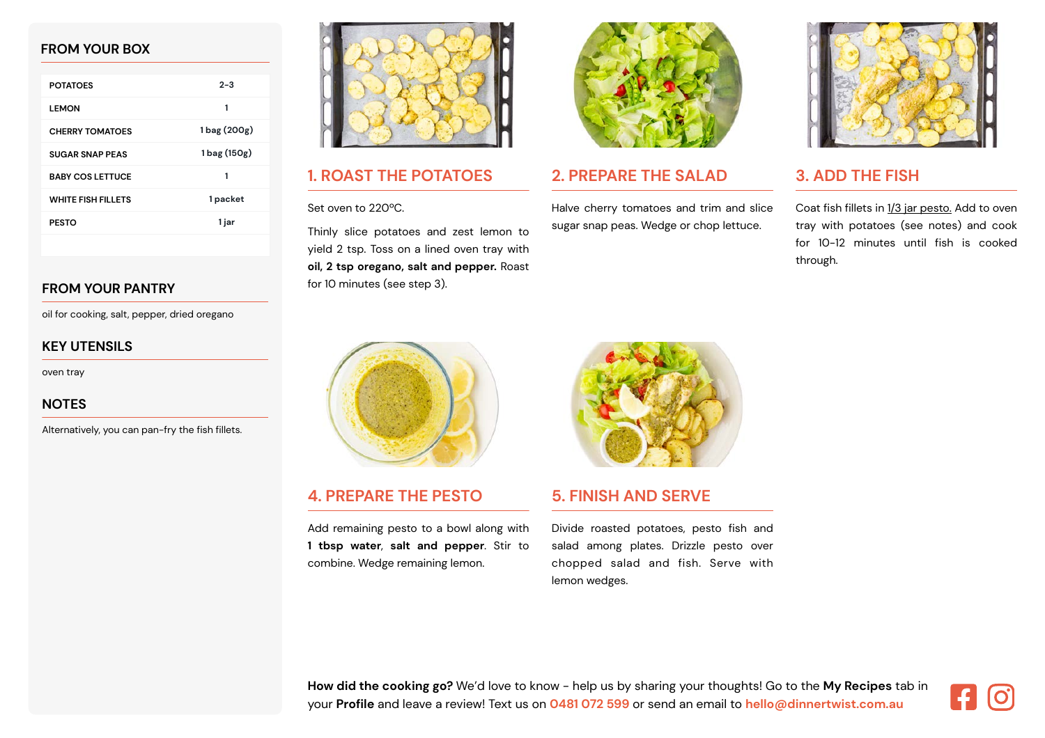## FROM YOUR BOX

| | |
|---|---|
| POTATOES | 2-3 |
| LEMON | 1 |
| CHERRY TOMATOES | 1 bag (200g) |
| SUGAR SNAP PEAS | 1 bag (150g) |
| BABY COS LETTUCE | 1 |
| WHITE FISH FILLETS | 1 packet |
| PESTO | 1 jar |

## FROM YOUR PANTRY

oil for cooking, salt, pepper, dried oregano

## KEY UTENSILS

oven tray

## NOTES

Alternatively, you can pan-fry the fish fillets.

## 1. ROAST THE POTATOES

Set oven to 220ºC.

Thinly slice potatoes and zest lemon to yield 2 tsp. Toss on a lined oven tray with **oil, 2 tsp oregano, salt and pepper.** Roast for 10 minutes (see step 3).

## 2. PREPARE THE SALAD

Halve cherry tomatoes and trim and slice sugar snap peas. Wedge or chop lettuce.

## 3. ADD THE FISH

Coat fish fillets in 1/3 jar pesto. Add to oven tray with potatoes (see notes) and cook for 10-12 minutes until fish is cooked through.

## 4. PREPARE THE PESTO

Add remaining pesto to a bowl along with **1 tbsp water**, **salt and pepper**. Stir to combine. Wedge remaining lemon.

## 5. FINISH AND SERVE

Divide roasted potatoes, pesto fish and salad among plates. Drizzle pesto over chopped salad and fish. Serve with lemon wedges.

**How did the cooking go?** We'd love to know - help us by sharing your thoughts! Go to the **My Recipes** tab in your **Profile** and leave a review! Text us on 0481 072 599 or send an email to hello@dinnertwist.com.au